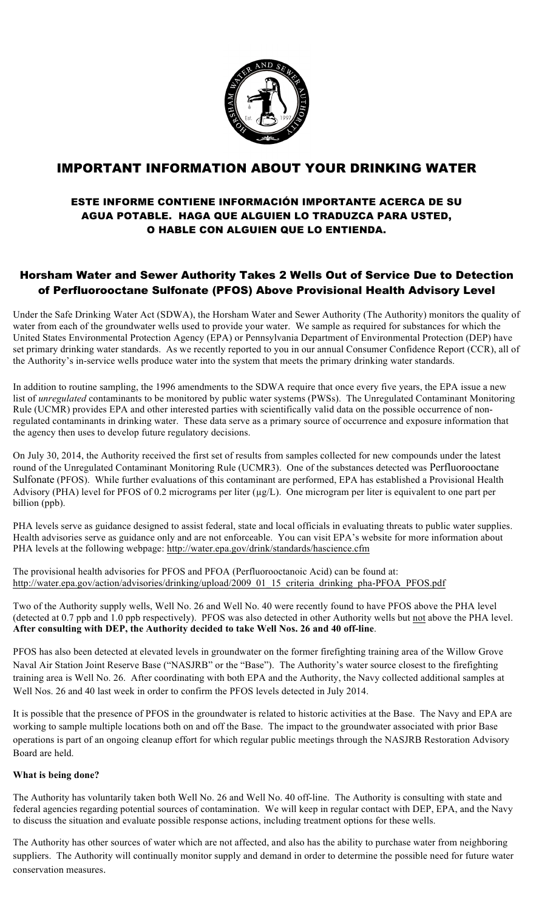# IMPORTANT INFORMATION ABOUT YOUR DRINKING WATER

### ESTE INFORME CONTIENE INFORMACIÓN IMPORTANTE ACERCA DE SU AGUA POTABLE. HAGA QUE ALGUIEN LO TRADUZCA PARA USTED, O HABLE CON ALGUIEN QUE LO ENTIENDA.

## Horsham Water and Sewer Authority Takes 2 Wells Out of Service Due to Detection of Perfluorooctane Sulfonate (PFOS) Above Provisional Health Advisory Level

Under the Safe Drinking Water Act (SDWA), the Horsham Water and Sewer Authority (The Authority) monitors the quality of water from each of the groundwater wells used to provide your water. We sample as required for substances for which the United States Environmental Protection Agency (EPA) or Pennsylvania Department of Environmental Protection (DEP) have set primary drinking water standards. As we recently reported to you in our annual Consumer Confidence Report (CCR), all of the Authority's in-service wells produce water into the system that meets the primary drinking water standards.

In addition to routine sampling, the 1996 amendments to the SDWA require that once every five years, the EPA issue a new list of *unregulated* contaminants to be monitored by public water systems (PWSs). The Unregulated Contaminant Monitoring Rule (UCMR) provides EPA and other interested parties with scientifically valid data on the possible occurrence of non-regulated contaminants in drinking water. These data serve as a primary source of occurrence and exposure information that the agency then uses to develop future regulatory decisions.

On July 30, 2014, the Authority received the first set of results from samples collected for new compounds under the latest round of the Unregulated Contaminant Monitoring Rule (UCMR3). One of the substances detected was Perfluorooctane Sulfonate (PFOS). While further evaluations of this contaminant are performed, EPA has established a Provisional Health Advisory (PHA) level for PFOS of 0.2 micrograms per liter (µg/L). One microgram per liter is equivalent to one part per billion (ppb).

PHA levels serve as guidance designed to assist federal, state and local officials in evaluating threats to public water supplies. Health advisories serve as guidance only and are not enforceable. You can visit EPA's website for more information about PHA levels at the following webpage: http://water.epa.gov/drink/standards/hascience.cfm

The provisional health advisories for PFOS and PFOA (Perfluorooctanoic Acid) can be found at: http://water.epa.gov/action/advisories/drinking/upload/2009_01_15_criteria_drinking_pha-PFOA_PFOS.pdf

Two of the Authority supply wells, Well No. 26 and Well No. 40 were recently found to have PFOS above the PHA level (detected at 0.7 ppb and 1.0 ppb respectively). PFOS was also detected in other Authority wells but not above the PHA level. **After consulting with DEP, the Authority decided to take Well Nos. 26 and 40 off-line**.

PFOS has also been detected at elevated levels in groundwater on the former firefighting training area of the Willow Grove Naval Air Station Joint Reserve Base ("NASJRB" or the "Base"). The Authority's water source closest to the firefighting training area is Well No. 26. After coordinating with both EPA and the Authority, the Navy collected additional samples at Well Nos. 26 and 40 last week in order to confirm the PFOS levels detected in July 2014.

It is possible that the presence of PFOS in the groundwater is related to historic activities at the Base. The Navy and EPA are working to sample multiple locations both on and off the Base. The impact to the groundwater associated with prior Base operations is part of an ongoing cleanup effort for which regular public meetings through the NASJRB Restoration Advisory Board are held.

**What is being done?**

The Authority has voluntarily taken both Well No. 26 and Well No. 40 off-line. The Authority is consulting with state and federal agencies regarding potential sources of contamination. We will keep in regular contact with DEP, EPA, and the Navy to discuss the situation and evaluate possible response actions, including treatment options for these wells.

The Authority has other sources of water which are not affected, and also has the ability to purchase water from neighboring suppliers. The Authority will continually monitor supply and demand in order to determine the possible need for future water conservation measures.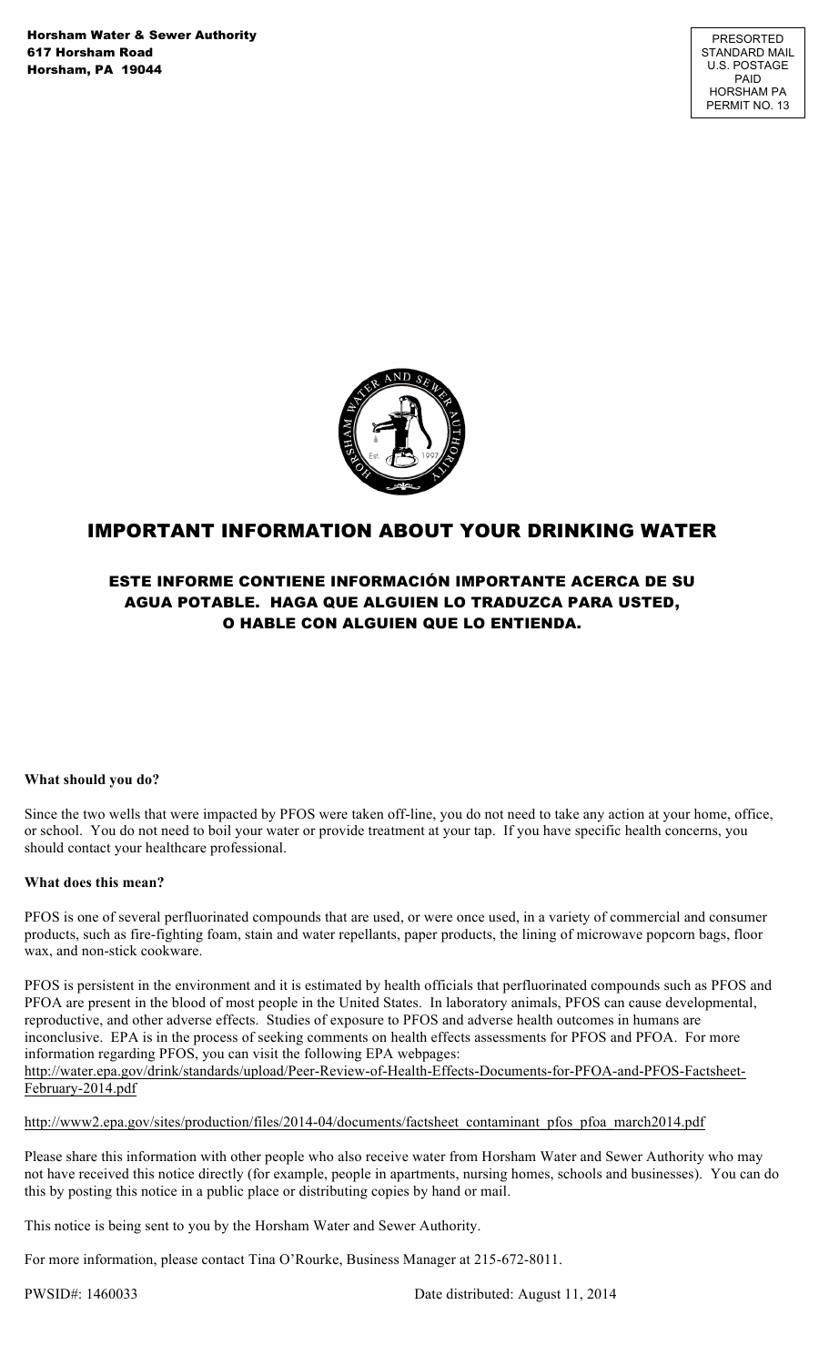Horsham Water & Sewer Authority
617 Horsham Road
Horsham, PA 19044

PRESORTED
STANDARD MAIL
U.S. POSTAGE
PAID
HORSHAM PA
PERMIT NO. 13

# IMPORTANT INFORMATION ABOUT YOUR DRINKING WATER

## ESTE INFORME CONTIENE INFORMACIÓN IMPORTANTE ACERCA DE SU AGUA POTABLE. HAGA QUE ALGUIEN LO TRADUZCA PARA USTED, O HABLE CON ALGUIEN QUE LO ENTIENDA.

**What should you do?**

Since the two wells that were impacted by PFOS were taken off-line, you do not need to take any action at your home, office, or school. You do not need to boil your water or provide treatment at your tap. If you have specific health concerns, you should contact your healthcare professional.

**What does this mean?**

PFOS is one of several perfluorinated compounds that are used, or were once used, in a variety of commercial and consumer products, such as fire-fighting foam, stain and water repellants, paper products, the lining of microwave popcorn bags, floor wax, and non-stick cookware.

PFOS is persistent in the environment and it is estimated by health officials that perfluorinated compounds such as PFOS and PFOA are present in the blood of most people in the United States. In laboratory animals, PFOS can cause developmental, reproductive, and other adverse effects. Studies of exposure to PFOS and adverse health outcomes in humans are inconclusive. EPA is in the process of seeking comments on health effects assessments for PFOS and PFOA. For more information regarding PFOS, you can visit the following EPA webpages:
http://water.epa.gov/drink/standards/upload/Peer-Review-of-Health-Effects-Documents-for-PFOA-and-PFOS-Factsheet-February-2014.pdf

http://www2.epa.gov/sites/production/files/2014-04/documents/factsheet_contaminant_pfos_pfoa_march2014.pdf

Please share this information with other people who also receive water from Horsham Water and Sewer Authority who may not have received this notice directly (for example, people in apartments, nursing homes, schools and businesses). You can do this by posting this notice in a public place or distributing copies by hand or mail.

This notice is being sent to you by the Horsham Water and Sewer Authority.

For more information, please contact Tina O'Rourke, Business Manager at 215-672-8011.

PWSID#: 1460033 Date distributed: August 11, 2014